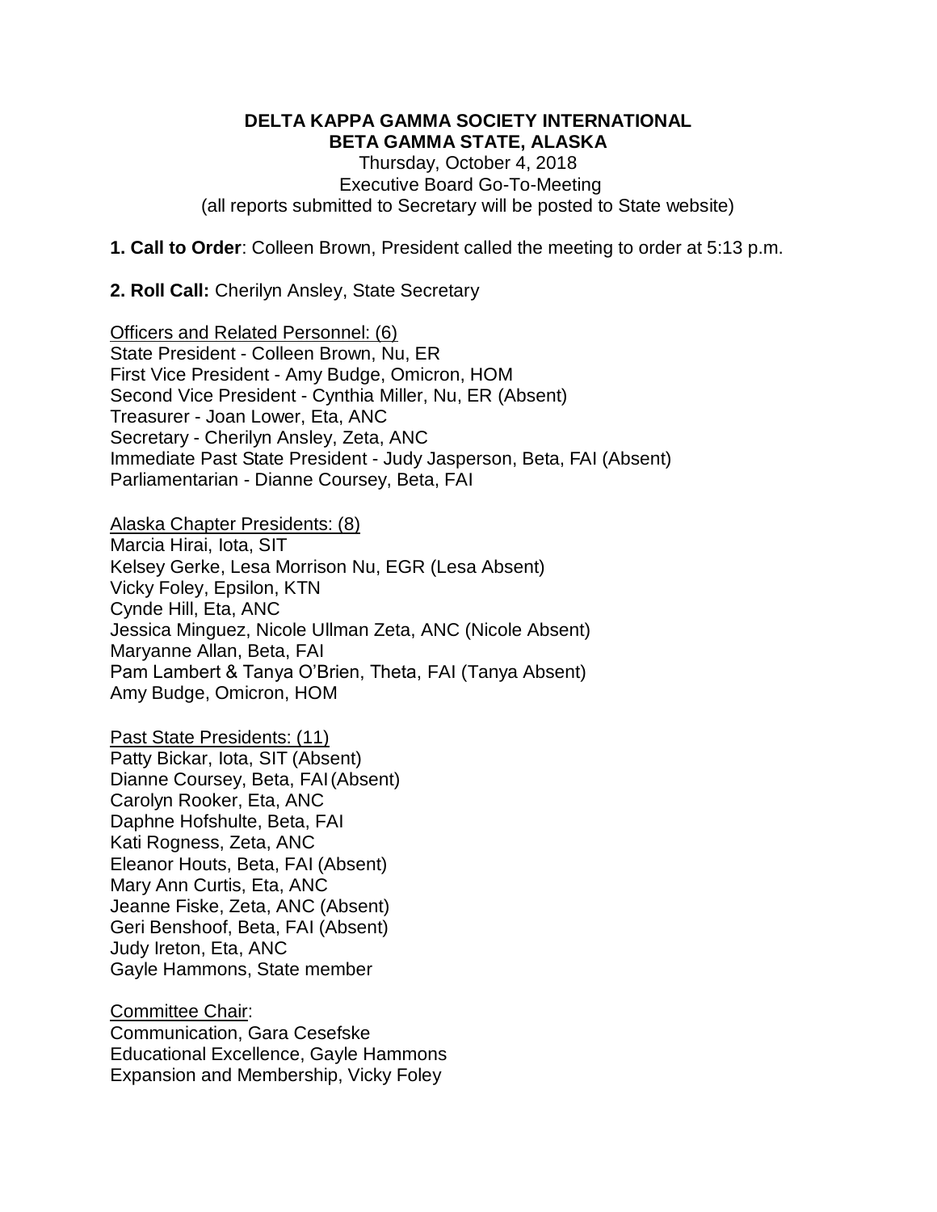**DELTA KAPPA GAMMA SOCIETY INTERNATIONAL**
**BETA GAMMA STATE, ALASKA**

Thursday, October 4, 2018
Executive Board Go-To-Meeting
(all reports submitted to Secretary will be posted to State website)

**1. Call to Order**: Colleen Brown, President called the meeting to order at 5:13 p.m.

**2. Roll Call:** Cherilyn Ansley, State Secretary

Officers and Related Personnel: (6)
State President - Colleen Brown, Nu, ER
First Vice President - Amy Budge, Omicron, HOM
Second Vice President - Cynthia Miller, Nu, ER (Absent)
Treasurer - Joan Lower, Eta, ANC
Secretary - Cherilyn Ansley, Zeta, ANC
Immediate Past State President - Judy Jasperson, Beta, FAI (Absent)
Parliamentarian - Dianne Coursey, Beta, FAI

Alaska Chapter Presidents: (8)
Marcia Hirai, Iota, SIT
Kelsey Gerke, Lesa Morrison Nu, EGR (Lesa Absent)
Vicky Foley, Epsilon, KTN
Cynde Hill, Eta, ANC
Jessica Minguez, Nicole Ullman Zeta, ANC (Nicole Absent)
Maryanne Allan, Beta, FAI
Pam Lambert & Tanya O'Brien, Theta, FAI (Tanya Absent)
Amy Budge, Omicron, HOM

Past State Presidents: (11)
Patty Bickar, Iota, SIT (Absent)
Dianne Coursey, Beta, FAI (Absent)
Carolyn Rooker, Eta, ANC
Daphne Hofshulte, Beta, FAI
Kati Rogness, Zeta, ANC
Eleanor Houts, Beta, FAI (Absent)
Mary Ann Curtis, Eta, ANC
Jeanne Fiske, Zeta, ANC (Absent)
Geri Benshoof, Beta, FAI (Absent)
Judy Ireton, Eta, ANC
Gayle Hammons, State member

Committee Chair:
Communication, Gara Cesefske
Educational Excellence, Gayle Hammons
Expansion and Membership, Vicky Foley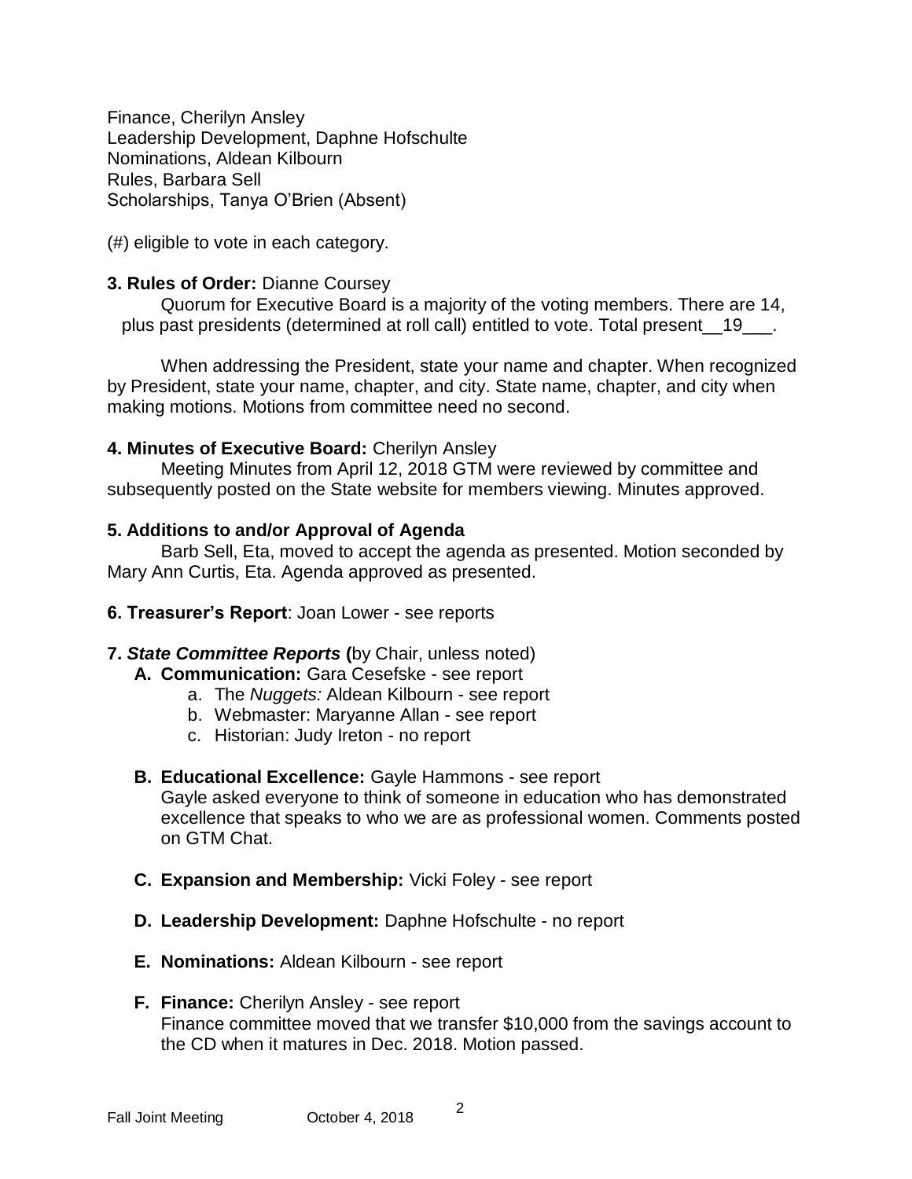Finance, Cherilyn Ansley
Leadership Development, Daphne Hofschulte
Nominations, Aldean Kilbourn
Rules, Barbara Sell
Scholarships, Tanya O'Brien (Absent)

(#) eligible to vote in each category.

**3. Rules of Order:** Dianne Coursey

Quorum for Executive Board is a majority of the voting members. There are 14, plus past presidents (determined at roll call) entitled to vote. Total present__19___.

When addressing the President, state your name and chapter. When recognized by President, state your name, chapter, and city. State name, chapter, and city when making motions. Motions from committee need no second.

**4. Minutes of Executive Board:** Cherilyn Ansley

Meeting Minutes from April 12, 2018 GTM were reviewed by committee and subsequently posted on the State website for members viewing. Minutes approved.

**5. Additions to and/or Approval of Agenda**

Barb Sell, Eta, moved to accept the agenda as presented. Motion seconded by Mary Ann Curtis, Eta. Agenda approved as presented.

**6. Treasurer's Report**: Joan Lower - see reports

**7. *State Committee Reports* (**by Chair, unless noted)

- **A. Communication:** Gara Cesefske - see report
  - a. The *Nuggets:* Aldean Kilbourn - see report
  - b. Webmaster: Maryanne Allan - see report
  - c. Historian: Judy Ireton - no report
- **B. Educational Excellence:** Gayle Hammons - see report
  Gayle asked everyone to think of someone in education who has demonstrated excellence that speaks to who we are as professional women. Comments posted on GTM Chat.
- **C. Expansion and Membership:** Vicki Foley - see report
- **D. Leadership Development:** Daphne Hofschulte - no report
- **E. Nominations:** Aldean Kilbourn - see report
- **F. Finance:** Cherilyn Ansley - see report
  Finance committee moved that we transfer $10,000 from the savings account to the CD when it matures in Dec. 2018. Motion passed.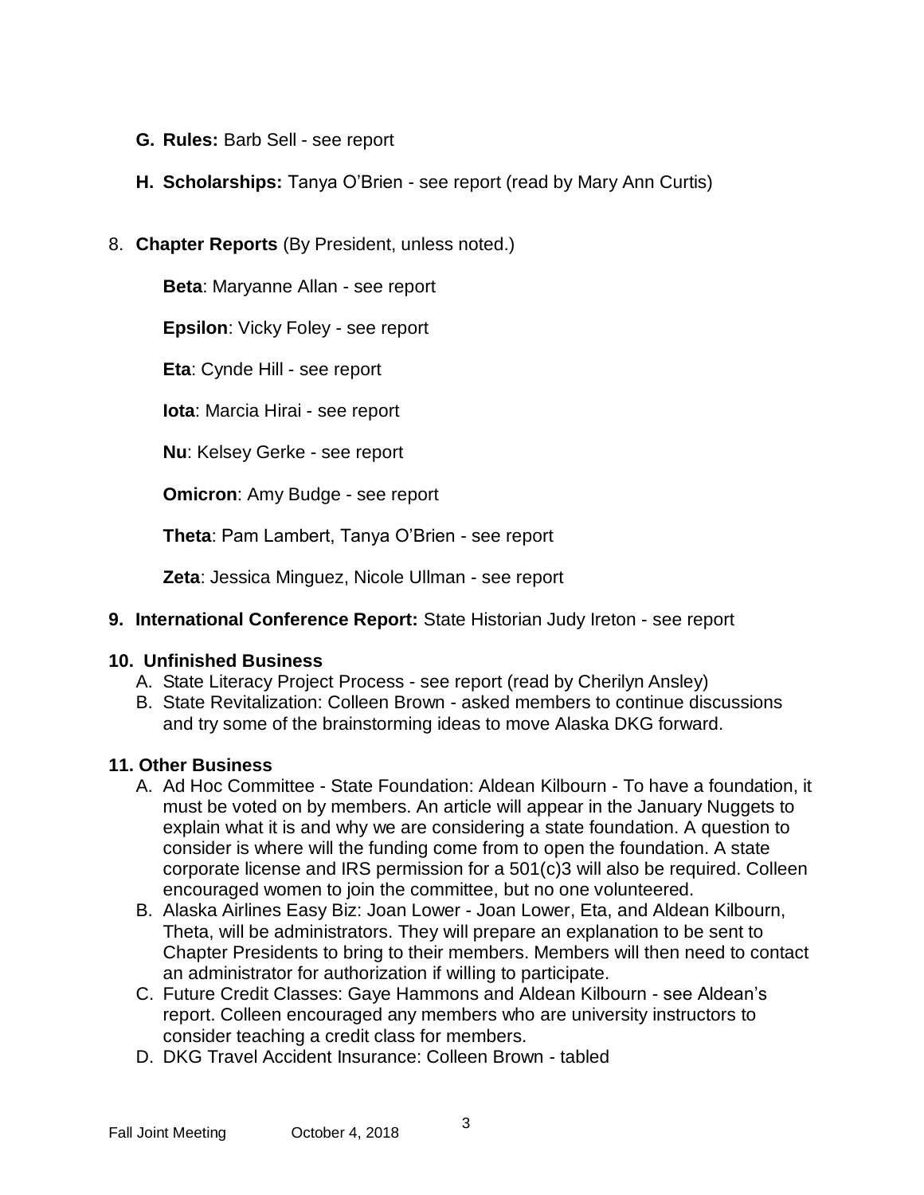G. **Rules:** Barb Sell - see report

H. **Scholarships:** Tanya O'Brien - see report (read by Mary Ann Curtis)

8. **Chapter Reports** (By President, unless noted.)

   **Beta**: Maryanne Allan - see report

   **Epsilon**: Vicky Foley - see report

   **Eta**: Cynde Hill - see report

   **Iota**: Marcia Hirai - see report

   **Nu**: Kelsey Gerke - see report

   **Omicron**: Amy Budge - see report

   **Theta**: Pam Lambert, Tanya O'Brien - see report

   **Zeta**: Jessica Minguez, Nicole Ullman - see report

**9. International Conference Report:** State Historian Judy Ireton - see report

**10. Unfinished Business**

A. State Literacy Project Process - see report (read by Cherilyn Ansley)
B. State Revitalization: Colleen Brown - asked members to continue discussions and try some of the brainstorming ideas to move Alaska DKG forward.

**11. Other Business**

A. Ad Hoc Committee - State Foundation: Aldean Kilbourn - To have a foundation, it must be voted on by members. An article will appear in the January Nuggets to explain what it is and why we are considering a state foundation. A question to consider is where will the funding come from to open the foundation. A state corporate license and IRS permission for a 501(c)3 will also be required. Colleen encouraged women to join the committee, but no one volunteered.
B. Alaska Airlines Easy Biz: Joan Lower - Joan Lower, Eta, and Aldean Kilbourn, Theta, will be administrators. They will prepare an explanation to be sent to Chapter Presidents to bring to their members. Members will then need to contact an administrator for authorization if willing to participate.
C. Future Credit Classes: Gaye Hammons and Aldean Kilbourn - see Aldean's report. Colleen encouraged any members who are university instructors to consider teaching a credit class for members.
D. DKG Travel Accident Insurance: Colleen Brown - tabled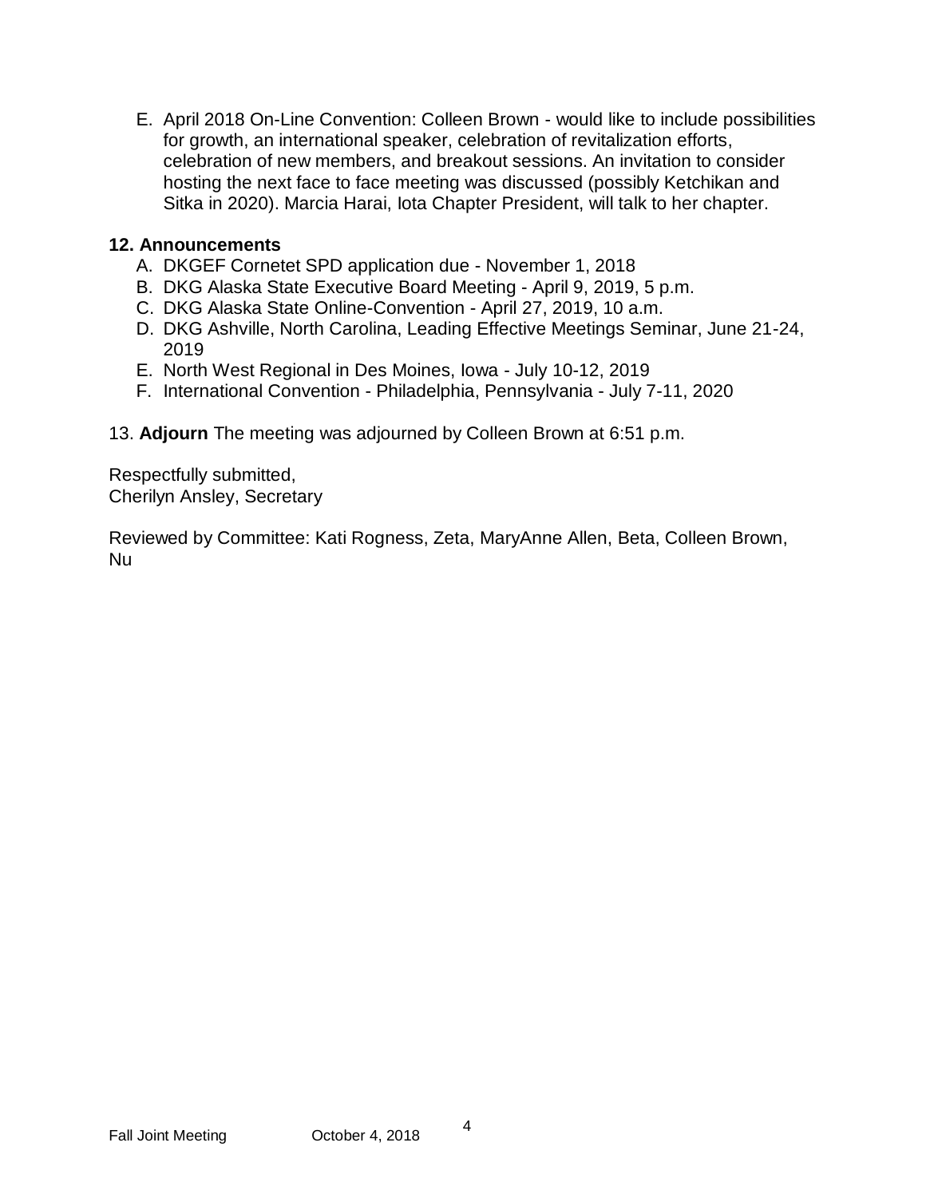E. April 2018 On-Line Convention: Colleen Brown - would like to include possibilities for growth, an international speaker, celebration of revitalization efforts, celebration of new members, and breakout sessions. An invitation to consider hosting the next face to face meeting was discussed (possibly Ketchikan and Sitka in 2020). Marcia Harai, Iota Chapter President, will talk to her chapter.

**12. Announcements**

A. DKGEF Cornetet SPD application due - November 1, 2018
B. DKG Alaska State Executive Board Meeting - April 9, 2019, 5 p.m.
C. DKG Alaska State Online-Convention - April 27, 2019, 10 a.m.
D. DKG Ashville, North Carolina, Leading Effective Meetings Seminar, June 21-24, 2019
E. North West Regional in Des Moines, Iowa - July 10-12, 2019
F. International Convention - Philadelphia, Pennsylvania - July 7-11, 2020

13. **Adjourn** The meeting was adjourned by Colleen Brown at 6:51 p.m.

Respectfully submitted,
Cherilyn Ansley, Secretary

Reviewed by Committee: Kati Rogness, Zeta, MaryAnne Allen, Beta, Colleen Brown, Nu